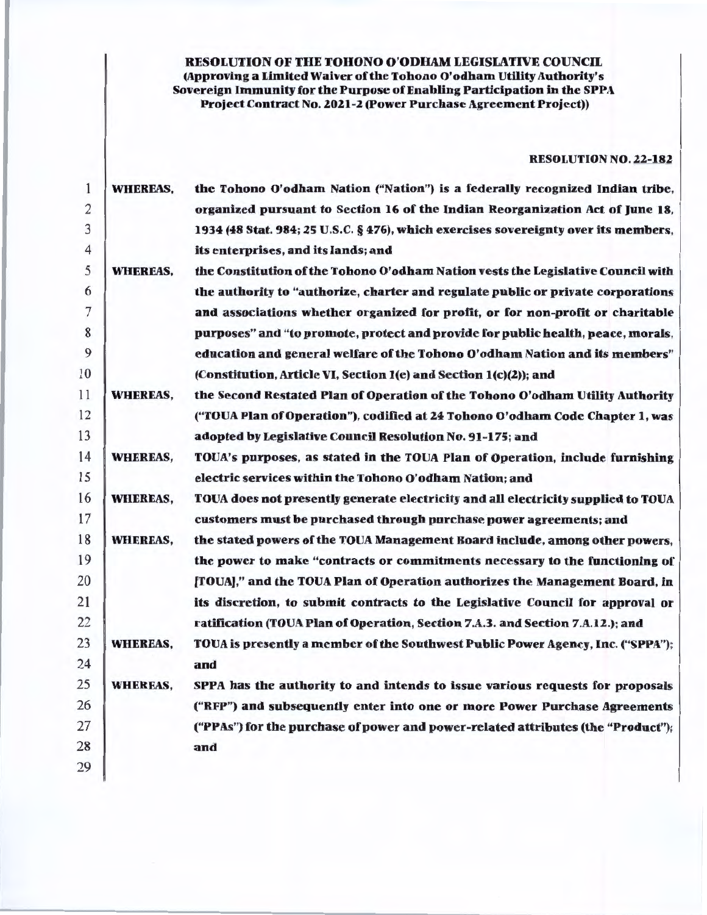**RESOLUTION OF THE TOHONO O'ODHAM LEGISLATIVE COUNCIL**
**(Approving a Limited Waiver of the Tohono O'odham Utility Authority's Sovereign Immunity for the Purpose of Enabling Participation in the SPPA Project Contract No. 2021-2 (Power Purchase Agreement Project))**

**RESOLUTION NO. 22-182**

**WHEREAS,** the Tohono O'odham Nation ("Nation") is a federally recognized Indian tribe, organized pursuant to Section 16 of the Indian Reorganization Act of June 18, 1934 (48 Stat. 984; 25 U.S.C. § 476), which exercises sovereignty over its members, its enterprises, and its lands; and

**WHEREAS,** the Constitution of the Tohono O'odham Nation vests the Legislative Council with the authority to "authorize, charter and regulate public or private corporations and associations whether organized for profit, or for non-profit or charitable purposes" and "to promote, protect and provide for public health, peace, morals, education and general welfare of the Tohono O'odham Nation and its members" (Constitution, Article VI, Section 1(e) and Section 1(c)(2)); and

**WHEREAS,** the Second Restated Plan of Operation of the Tohono O'odham Utility Authority ("TOUA Plan of Operation"), codified at 24 Tohono O'odham Code Chapter 1, was adopted by Legislative Council Resolution No. 91-175; and

**WHEREAS,** TOUA's purposes, as stated in the TOUA Plan of Operation, include furnishing electric services within the Tohono O'odham Nation; and

**WHEREAS,** TOUA does not presently generate electricity and all electricity supplied to TOUA customers must be purchased through purchase power agreements; and

**WHEREAS,** the stated powers of the TOUA Management Board include, among other powers, the power to make "contracts or commitments necessary to the functioning of [TOUA]," and the TOUA Plan of Operation authorizes the Management Board, in its discretion, to submit contracts to the Legislative Council for approval or ratification (TOUA Plan of Operation, Section 7.A.3. and Section 7.A.12.); and

**WHEREAS,** TOUA is presently a member of the Southwest Public Power Agency, Inc. ("SPPA"); and

**WHEREAS,** SPPA has the authority to and intends to issue various requests for proposals ("RFP") and subsequently enter into one or more Power Purchase Agreements ("PPAs") for the purchase of power and power-related attributes (the "Product"); and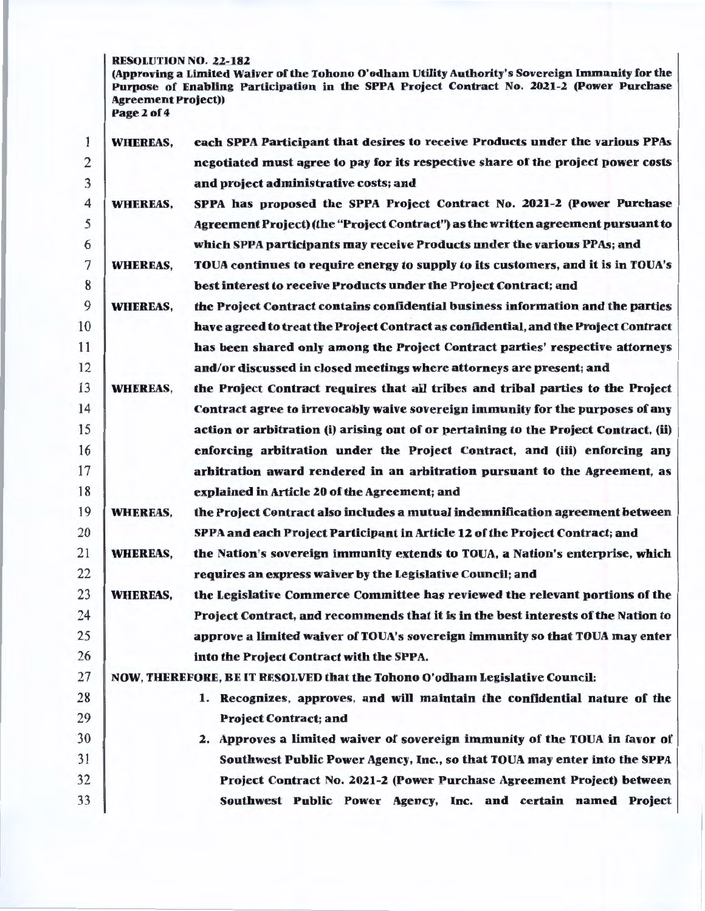**WHEREAS,** each SPPA Participant that desires to receive Products under the various PPAs negotiated must agree to pay for its respective share of the project power costs and project administrative costs; and

**WHEREAS,** SPPA has proposed the SPPA Project Contract No. 2021-2 (Power Purchase Agreement Project) (the "Project Contract") as the written agreement pursuant to which SPPA participants may receive Products under the various PPAs; and

**WHEREAS,** TOUA continues to require energy to supply to its customers, and it is in TOUA's best interest to receive Products under the Project Contract; and

**WHEREAS,** the Project Contract contains confidential business information and the parties have agreed to treat the Project Contract as confidential, and the Project Contract has been shared only among the Project Contract parties' respective attorneys and/or discussed in closed meetings where attorneys are present; and

**WHEREAS,** the Project Contract requires that all tribes and tribal parties to the Project Contract agree to irrevocably waive sovereign immunity for the purposes of any action or arbitration (i) arising out of or pertaining to the Project Contract, (ii) enforcing arbitration under the Project Contract, and (iii) enforcing any arbitration award rendered in an arbitration pursuant to the Agreement, as explained in Article 20 of the Agreement; and

**WHEREAS,** the Project Contract also includes a mutual indemnification agreement between SPPA and each Project Participant in Article 12 of the Project Contract; and

**WHEREAS,** the Nation's sovereign immunity extends to TOUA, a Nation's enterprise, which requires an express waiver by the Legislative Council; and

**WHEREAS,** the Legislative Commerce Committee has reviewed the relevant portions of the Project Contract, and recommends that it is in the best interests of the Nation to approve a limited waiver of TOUA's sovereign immunity so that TOUA may enter into the Project Contract with the SPPA.

**NOW, THEREFORE, BE IT RESOLVED that the Tohono O'odham Legislative Council:**

1. Recognizes, approves, and will maintain the confidential nature of the Project Contract; and
2. Approves a limited waiver of sovereign immunity of the TOUA in favor of Southwest Public Power Agency, Inc., so that TOUA may enter into the SPPA Project Contract No. 2021-2 (Power Purchase Agreement Project) between Southwest Public Power Agency, Inc. and certain named Project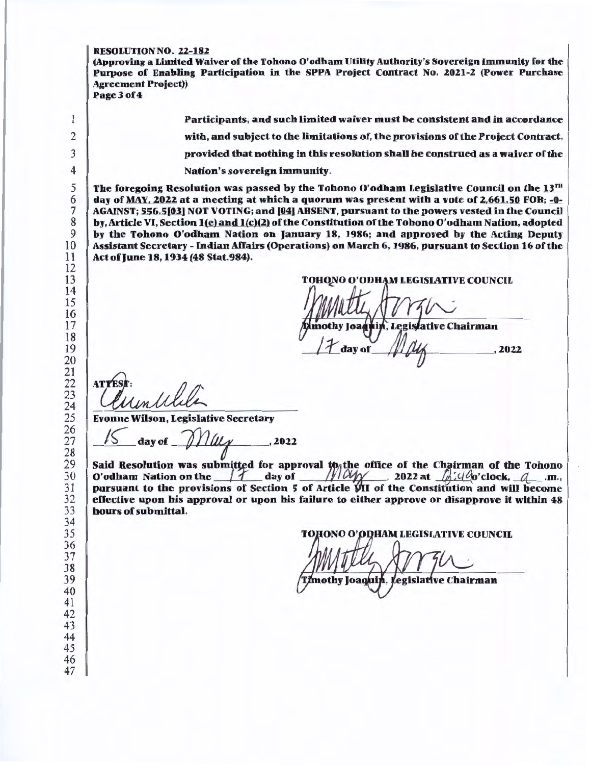**RESOLUTION NO. 22-182**
**(Approving a Limited Waiver of the Tohono O'odham Utility Authority's Sovereign Immunity for the Purpose of Enabling Participation in the SPPA Project Contract No. 2021-2 (Power Purchase Agreement Project))**

**Participants, and such limited waiver must be consistent and in accordance with, and subject to the limitations of, the provisions of the Project Contract, provided that nothing in this resolution shall be construed as a waiver of the Nation's sovereign immunity.**

**The foregoing Resolution was passed by the Tohono O'odham Legislative Council on the 13TH day of MAY, 2022 at a meeting at which a quorum was present with a vote of 2,661.50 FOR; -0- AGAINST; 556.5[03] NOT VOTING; and [04] ABSENT, pursuant to the powers vested in the Council by, Article VI, Section 1(c) and 1(c)(2) of the Constitution of the Tohono O'odham Nation, adopted by the Tohono O'odham Nation on January 18, 1986; and approved by the Acting Deputy Assistant Secretary - Indian Affairs (Operations) on March 6, 1986, pursuant to Section 16 of the Act of June 18, 1934 (48 Stat.984).**

**TOHONO O'ODHAM LEGISLATIVE COUNCIL**

[Signature]
**Timothy Joaquin, Legislative Chairman**

17 **day of** May **, 2022**

**ATTEST:**

[Signature]
**Evonne Wilson, Legislative Secretary**

15 **day of** May **, 2022**

**Said Resolution was submitted for approval to the office of the Chairman of the Tohono O'odham Nation on the** 17 **day of** May **, 2022 at** 8:49 **o'clock,** a **.m., pursuant to the provisions of Section 5 of Article VII of the Constitution and will become effective upon his approval or upon his failure to either approve or disapprove it within 48 hours of submittal.**

**TOHONO O'ODHAM LEGISLATIVE COUNCIL**

[Signature]
**Timothy Joaquin, Legislative Chairman**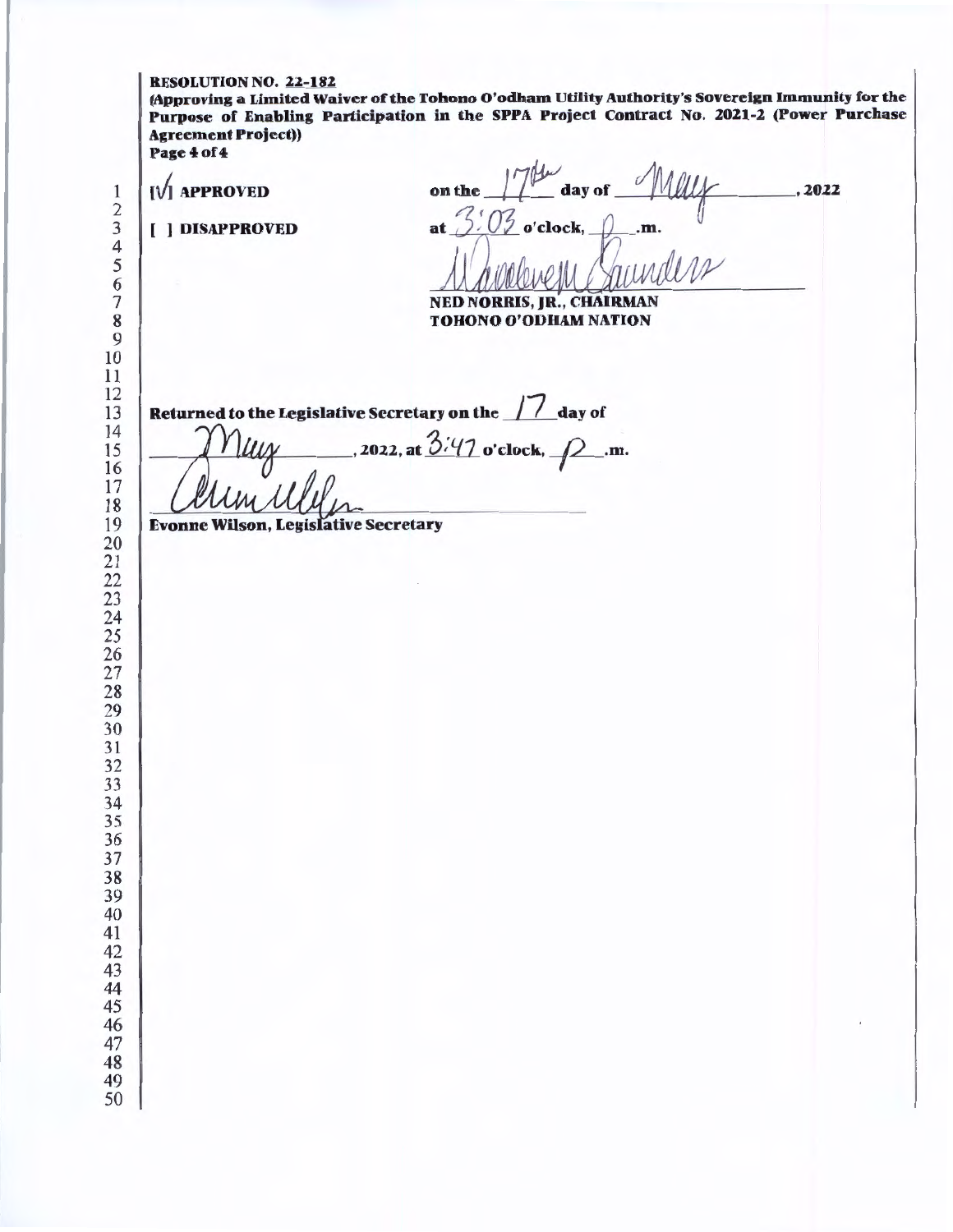**RESOLUTION NO. 22-182**
**(Approving a Limited Waiver of the Tohono O'odham Utility Authority's Sovereign Immunity for the Purpose of Enabling Participation in the SPPA Project Contract No. 2021-2 (Power Purchase Agreement Project))**
**Page 4 of 4**

[√] **APPROVED** on the 17th day of May, 2022

[ ] **DISAPPROVED** at 3:03 o'clock, p.m.

**NED NORRIS, JR., CHAIRMAN**
**TOHONO O'ODHAM NATION**

**Returned to the Legislative Secretary on the** 17 **day of** May**, 2022, at** 3:47 **o'clock,** p**.m.**

**Evonne Wilson, Legislative Secretary**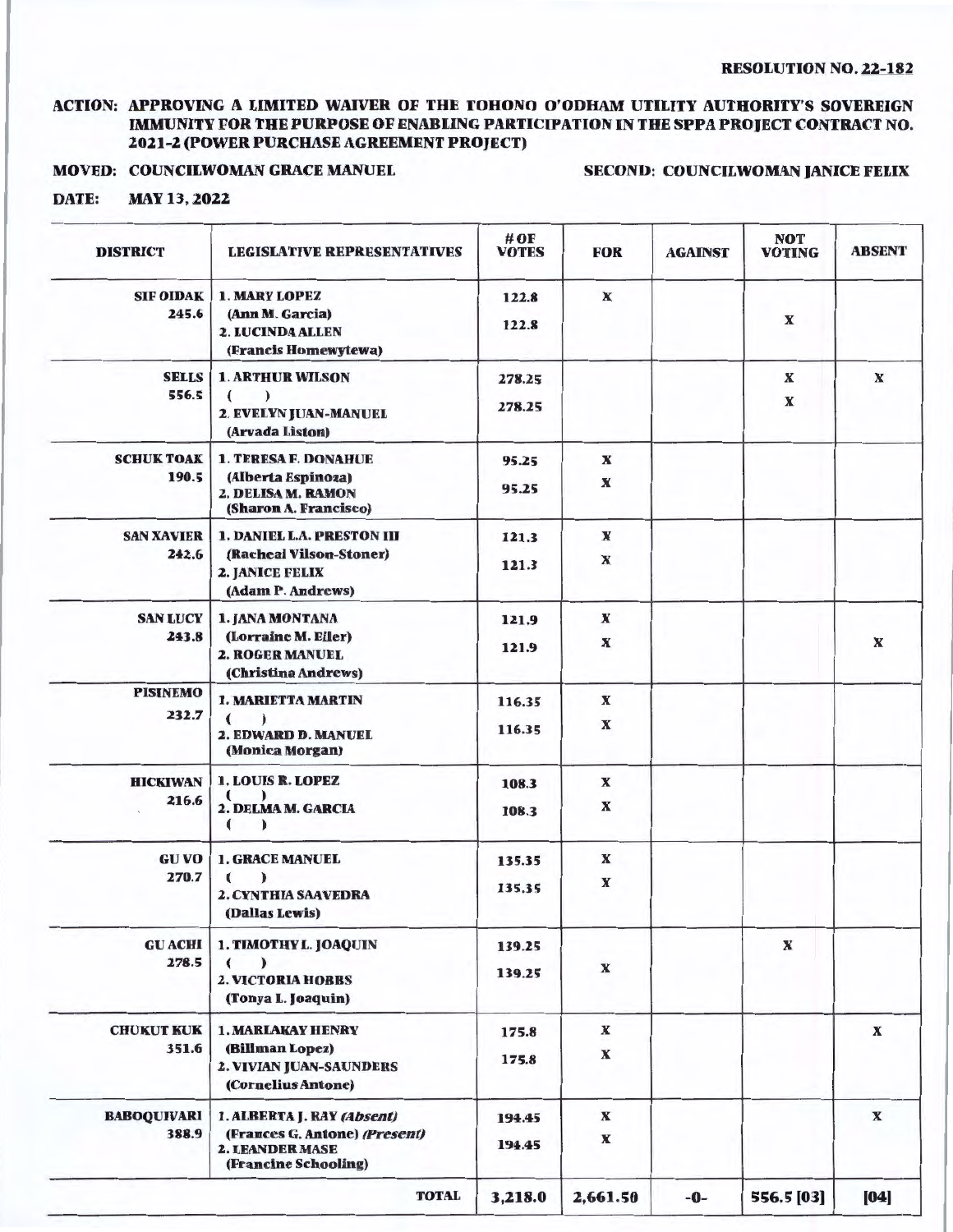**RESOLUTION NO. 22-182**

**ACTION: APPROVING A LIMITED WAIVER OF THE TOHONO O'ODHAM UTILITY AUTHORITY'S SOVEREIGN IMMUNITY FOR THE PURPOSE OF ENABLING PARTICIPATION IN THE SPPA PROJECT CONTRACT NO. 2021-2 (POWER PURCHASE AGREEMENT PROJECT)**

**MOVED: COUNCILWOMAN GRACE MANUEL** **SECOND: COUNCILWOMAN JANICE FELIX**

**DATE: MAY 13, 2022**

| DISTRICT | LEGISLATIVE REPRESENTATIVES | # OF VOTES | FOR | AGAINST | NOT VOTING | ABSENT |
|---|---|---|---|---|---|---|
| SIF OIDAK 245.6 | 1. MARY LOPEZ (Ann M. Garcia) 2. LUCINDA ALLEN (Francis Homewytewa) | 122.8 122.8 | X | | X | |
| SELLS 556.5 | 1. ARTHUR WILSON ( ) 2. EVELYN JUAN-MANUEL (Arvada Liston) | 278.25 278.25 | | | X X | X |
| SCHUK TOAK 190.5 | 1. TERESA F. DONAHUE (Alberta Espinoza) 2. DELISA M. RAMON (Sharon A. Francisco) | 95.25 95.25 | X X | | | |
| SAN XAVIER 242.6 | 1. DANIEL L.A. PRESTON III (Racheal Vilson-Stoner) 2. JANICE FELIX (Adam P. Andrews) | 121.3 121.3 | X X | | | |
| SAN LUCY 243.8 | 1. JANA MONTANA (Lorraine M. Eiler) 2. ROGER MANUEL (Christina Andrews) | 121.9 121.9 | X X | | | X |
| PISINEMO 232.7 | 1. MARIETTA MARTIN ( ) 2. EDWARD D. MANUEL (Monica Morgan) | 116.35 116.35 | X X | | | |
| HICKIWAN 216.6 | 1. LOUIS R. LOPEZ ( ) 2. DELMA M. GARCIA ( ) | 108.3 108.3 | X X | | | |
| GU VO 270.7 | 1. GRACE MANUEL ( ) 2. CYNTHIA SAAVEDRA (Dallas Lewis) | 135.35 135.35 | X X | | | |
| GU ACHI 278.5 | 1. TIMOTHY L. JOAQUIN ( ) 2. VICTORIA HOBBS (Tonya L. Joaquin) | 139.25 139.25 | X | | X | |
| CHUKUT KUK 351.6 | 1. MARLAKAY HENRY (Billman Lopez) 2. VIVIAN JUAN-SAUNDERS (Cornelius Antone) | 175.8 175.8 | X X | | | X |
| BABOQUIVARI 388.9 | 1. ALBERTA J. RAY *(Absent)* (Frances G. Antone) *(Present)* 2. LEANDER MASE (Francine Schooling) | 194.45 194.45 | X X | | | X |
| | **TOTAL** | **3,218.0** | **2,661.50** | **-0-** | **556.5 [03]** | **[04]** |